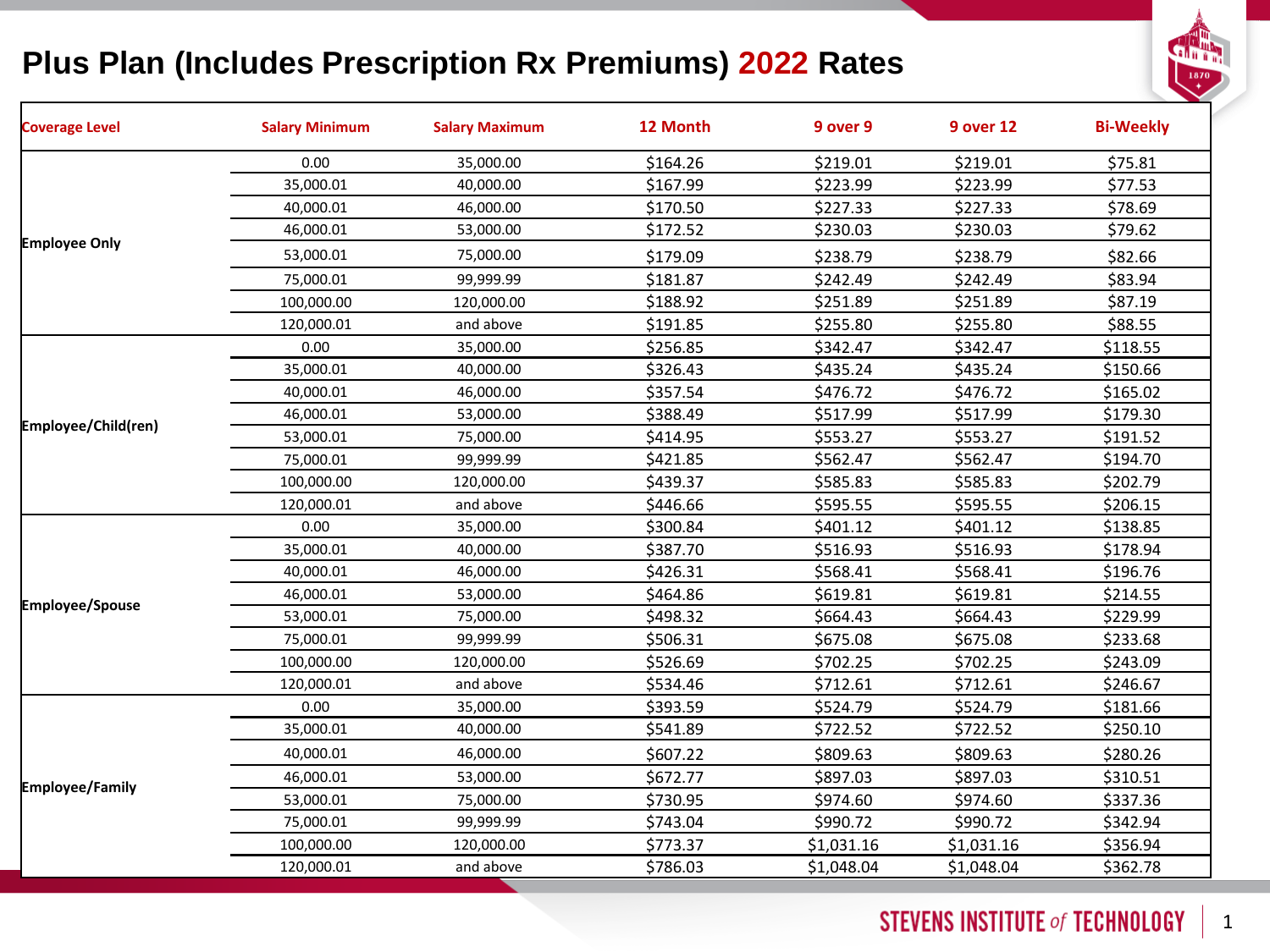# Plus Plan (Includes Prescription Rx Premiums) 2022 Rates

| Coverage Level | Salary Minimum | Salary Maximum | 12 Month | 9 over 9 | 9 over 12 | Bi-Weekly |
|---|---|---|---|---|---|---|
| Employee Only | 0.00 | 35,000.00 | $164.26 | $219.01 | $219.01 | $75.81 |
| | 35,000.01 | 40,000.00 | $167.99 | $223.99 | $223.99 | $77.53 |
| | 40,000.01 | 46,000.00 | $170.50 | $227.33 | $227.33 | $78.69 |
| | 46,000.01 | 53,000.00 | $172.52 | $230.03 | $230.03 | $79.62 |
| | 53,000.01 | 75,000.00 | $179.09 | $238.79 | $238.79 | $82.66 |
| | 75,000.01 | 99,999.99 | $181.87 | $242.49 | $242.49 | $83.94 |
| | 100,000.00 | 120,000.00 | $188.92 | $251.89 | $251.89 | $87.19 |
| | 120,000.01 | and above | $191.85 | $255.80 | $255.80 | $88.55 |
| Employee/Child(ren) | 0.00 | 35,000.00 | $256.85 | $342.47 | $342.47 | $118.55 |
| | 35,000.01 | 40,000.00 | $326.43 | $435.24 | $435.24 | $150.66 |
| | 40,000.01 | 46,000.00 | $357.54 | $476.72 | $476.72 | $165.02 |
| | 46,000.01 | 53,000.00 | $388.49 | $517.99 | $517.99 | $179.30 |
| | 53,000.01 | 75,000.00 | $414.95 | $553.27 | $553.27 | $191.52 |
| | 75,000.01 | 99,999.99 | $421.85 | $562.47 | $562.47 | $194.70 |
| | 100,000.00 | 120,000.00 | $439.37 | $585.83 | $585.83 | $202.79 |
| | 120,000.01 | and above | $446.66 | $595.55 | $595.55 | $206.15 |
| Employee/Spouse | 0.00 | 35,000.00 | $300.84 | $401.12 | $401.12 | $138.85 |
| | 35,000.01 | 40,000.00 | $387.70 | $516.93 | $516.93 | $178.94 |
| | 40,000.01 | 46,000.00 | $426.31 | $568.41 | $568.41 | $196.76 |
| | 46,000.01 | 53,000.00 | $464.86 | $619.81 | $619.81 | $214.55 |
| | 53,000.01 | 75,000.00 | $498.32 | $664.43 | $664.43 | $229.99 |
| | 75,000.01 | 99,999.99 | $506.31 | $675.08 | $675.08 | $233.68 |
| | 100,000.00 | 120,000.00 | $526.69 | $702.25 | $702.25 | $243.09 |
| | 120,000.01 | and above | $534.46 | $712.61 | $712.61 | $246.67 |
| Employee/Family | 0.00 | 35,000.00 | $393.59 | $524.79 | $524.79 | $181.66 |
| | 35,000.01 | 40,000.00 | $541.89 | $722.52 | $722.52 | $250.10 |
| | 40,000.01 | 46,000.00 | $607.22 | $809.63 | $809.63 | $280.26 |
| | 46,000.01 | 53,000.00 | $672.77 | $897.03 | $897.03 | $310.51 |
| | 53,000.01 | 75,000.00 | $730.95 | $974.60 | $974.60 | $337.36 |
| | 75,000.01 | 99,999.99 | $743.04 | $990.72 | $990.72 | $342.94 |
| | 100,000.00 | 120,000.00 | $773.37 | $1,031.16 | $1,031.16 | $356.94 |
| | 120,000.01 | and above | $786.03 | $1,048.04 | $1,048.04 | $362.78 |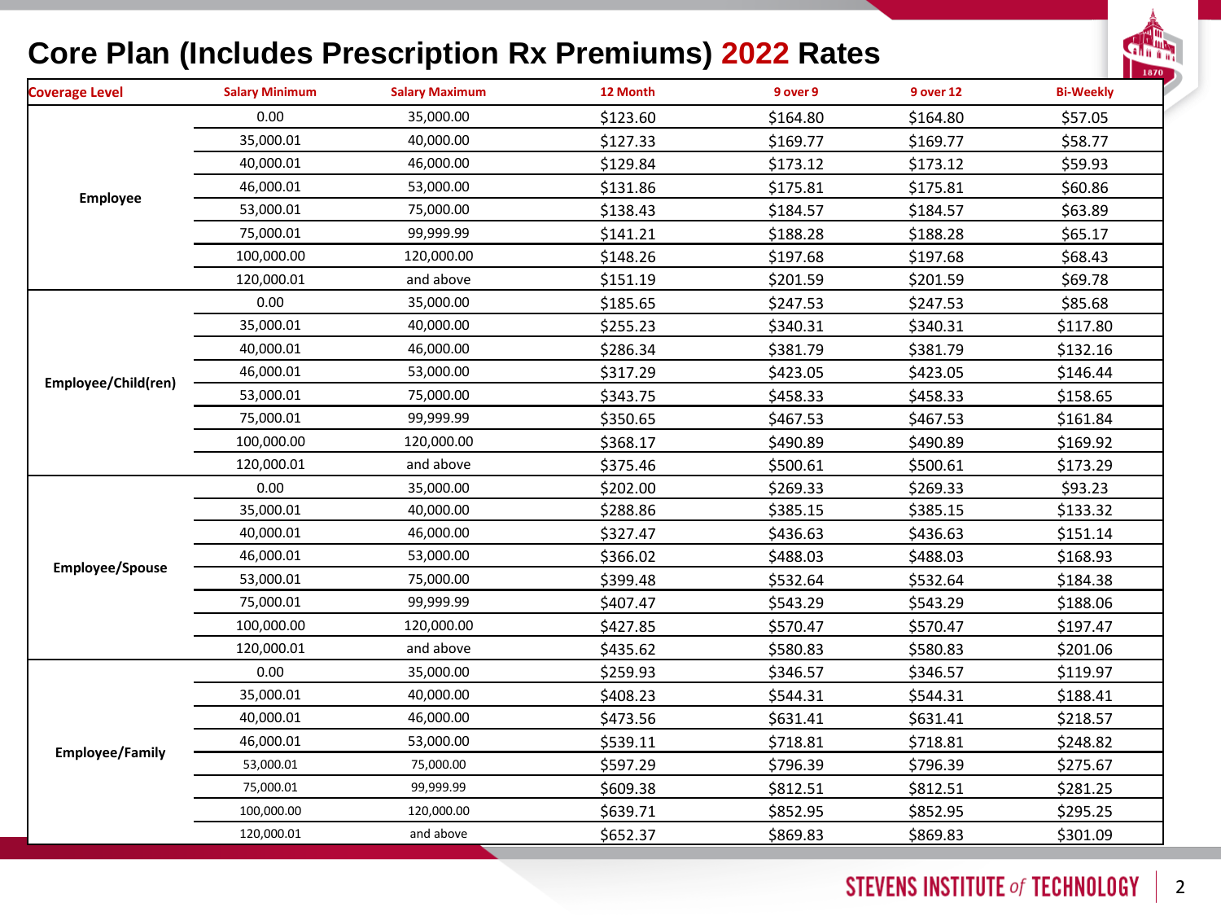# Core Plan (Includes Prescription Rx Premiums) 2022 Rates

| Coverage Level | Salary Minimum | Salary Maximum | 12 Month | 9 over 9 | 9 over 12 | Bi-Weekly |
|---|---|---|---|---|---|---|
| Employee | 0.00 | 35,000.00 | $123.60 | $164.80 | $164.80 | $57.05 |
| | 35,000.01 | 40,000.00 | $127.33 | $169.77 | $169.77 | $58.77 |
| | 40,000.01 | 46,000.00 | $129.84 | $173.12 | $173.12 | $59.93 |
| | 46,000.01 | 53,000.00 | $131.86 | $175.81 | $175.81 | $60.86 |
| | 53,000.01 | 75,000.00 | $138.43 | $184.57 | $184.57 | $63.89 |
| | 75,000.01 | 99,999.99 | $141.21 | $188.28 | $188.28 | $65.17 |
| | 100,000.00 | 120,000.00 | $148.26 | $197.68 | $197.68 | $68.43 |
| | 120,000.01 | and above | $151.19 | $201.59 | $201.59 | $69.78 |
| Employee/Child(ren) | 0.00 | 35,000.00 | $185.65 | $247.53 | $247.53 | $85.68 |
| | 35,000.01 | 40,000.00 | $255.23 | $340.31 | $340.31 | $117.80 |
| | 40,000.01 | 46,000.00 | $286.34 | $381.79 | $381.79 | $132.16 |
| | 46,000.01 | 53,000.00 | $317.29 | $423.05 | $423.05 | $146.44 |
| | 53,000.01 | 75,000.00 | $343.75 | $458.33 | $458.33 | $158.65 |
| | 75,000.01 | 99,999.99 | $350.65 | $467.53 | $467.53 | $161.84 |
| | 100,000.00 | 120,000.00 | $368.17 | $490.89 | $490.89 | $169.92 |
| | 120,000.01 | and above | $375.46 | $500.61 | $500.61 | $173.29 |
| Employee/Spouse | 0.00 | 35,000.00 | $202.00 | $269.33 | $269.33 | $93.23 |
| | 35,000.01 | 40,000.00 | $288.86 | $385.15 | $385.15 | $133.32 |
| | 40,000.01 | 46,000.00 | $327.47 | $436.63 | $436.63 | $151.14 |
| | 46,000.01 | 53,000.00 | $366.02 | $488.03 | $488.03 | $168.93 |
| | 53,000.01 | 75,000.00 | $399.48 | $532.64 | $532.64 | $184.38 |
| | 75,000.01 | 99,999.99 | $407.47 | $543.29 | $543.29 | $188.06 |
| | 100,000.00 | 120,000.00 | $427.85 | $570.47 | $570.47 | $197.47 |
| | 120,000.01 | and above | $435.62 | $580.83 | $580.83 | $201.06 |
| Employee/Family | 0.00 | 35,000.00 | $259.93 | $346.57 | $346.57 | $119.97 |
| | 35,000.01 | 40,000.00 | $408.23 | $544.31 | $544.31 | $188.41 |
| | 40,000.01 | 46,000.00 | $473.56 | $631.41 | $631.41 | $218.57 |
| | 46,000.01 | 53,000.00 | $539.11 | $718.81 | $718.81 | $248.82 |
| | 53,000.01 | 75,000.00 | $597.29 | $796.39 | $796.39 | $275.67 |
| | 75,000.01 | 99,999.99 | $609.38 | $812.51 | $812.51 | $281.25 |
| | 100,000.00 | 120,000.00 | $639.71 | $852.95 | $852.95 | $295.25 |
| | 120,000.01 | and above | $652.37 | $869.83 | $869.83 | $301.09 |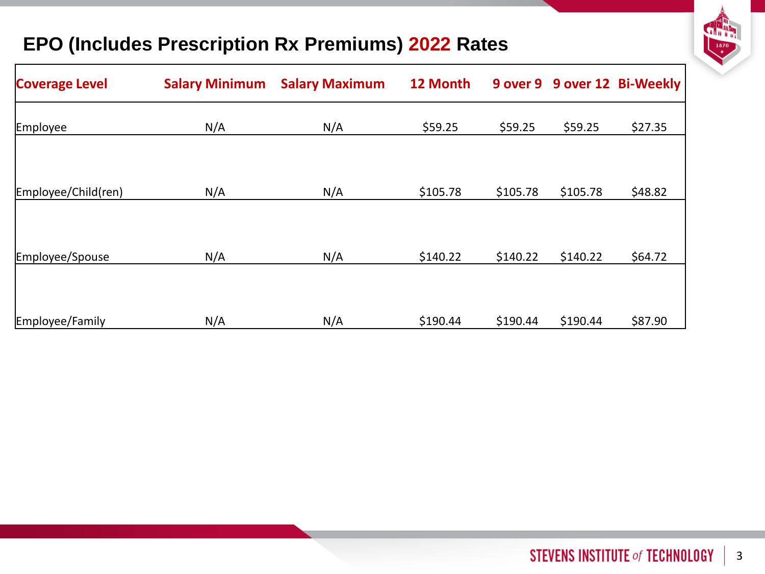## EPO (Includes Prescription Rx Premiums) 2022 Rates

| Coverage Level | Salary Minimum | Salary Maximum | 12 Month | 9 over 9 | 9 over 12 | Bi-Weekly |
|---|---|---|---|---|---|---|
| Employee | N/A | N/A | $59.25 | $59.25 | $59.25 | $27.35 |
| Employee/Child(ren) | N/A | N/A | $105.78 | $105.78 | $105.78 | $48.82 |
| Employee/Spouse | N/A | N/A | $140.22 | $140.22 | $140.22 | $64.72 |
| Employee/Family | N/A | N/A | $190.44 | $190.44 | $190.44 | $87.90 |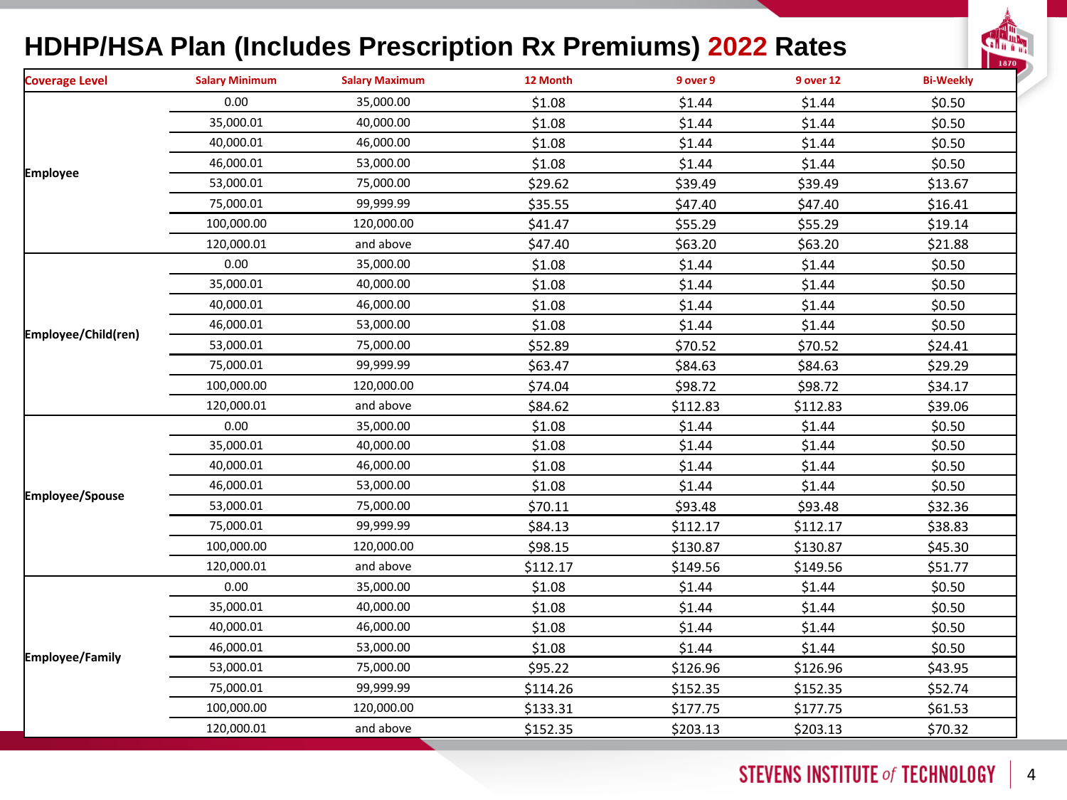# HDHP/HSA Plan (Includes Prescription Rx Premiums) 2022 Rates

| Coverage Level | Salary Minimum | Salary Maximum | 12 Month | 9 over 9 | 9 over 12 | Bi-Weekly |
|---|---|---|---|---|---|---|
| Employee | 0.00 | 35,000.00 | $1.08 | $1.44 | $1.44 | $0.50 |
| | 35,000.01 | 40,000.00 | $1.08 | $1.44 | $1.44 | $0.50 |
| | 40,000.01 | 46,000.00 | $1.08 | $1.44 | $1.44 | $0.50 |
| | 46,000.01 | 53,000.00 | $1.08 | $1.44 | $1.44 | $0.50 |
| | 53,000.01 | 75,000.00 | $29.62 | $39.49 | $39.49 | $13.67 |
| | 75,000.01 | 99,999.99 | $35.55 | $47.40 | $47.40 | $16.41 |
| | 100,000.00 | 120,000.00 | $41.47 | $55.29 | $55.29 | $19.14 |
| | 120,000.01 | and above | $47.40 | $63.20 | $63.20 | $21.88 |
| Employee/Child(ren) | 0.00 | 35,000.00 | $1.08 | $1.44 | $1.44 | $0.50 |
| | 35,000.01 | 40,000.00 | $1.08 | $1.44 | $1.44 | $0.50 |
| | 40,000.01 | 46,000.00 | $1.08 | $1.44 | $1.44 | $0.50 |
| | 46,000.01 | 53,000.00 | $1.08 | $1.44 | $1.44 | $0.50 |
| | 53,000.01 | 75,000.00 | $52.89 | $70.52 | $70.52 | $24.41 |
| | 75,000.01 | 99,999.99 | $63.47 | $84.63 | $84.63 | $29.29 |
| | 100,000.00 | 120,000.00 | $74.04 | $98.72 | $98.72 | $34.17 |
| | 120,000.01 | and above | $84.62 | $112.83 | $112.83 | $39.06 |
| Employee/Spouse | 0.00 | 35,000.00 | $1.08 | $1.44 | $1.44 | $0.50 |
| | 35,000.01 | 40,000.00 | $1.08 | $1.44 | $1.44 | $0.50 |
| | 40,000.01 | 46,000.00 | $1.08 | $1.44 | $1.44 | $0.50 |
| | 46,000.01 | 53,000.00 | $1.08 | $1.44 | $1.44 | $0.50 |
| | 53,000.01 | 75,000.00 | $70.11 | $93.48 | $93.48 | $32.36 |
| | 75,000.01 | 99,999.99 | $84.13 | $112.17 | $112.17 | $38.83 |
| | 100,000.00 | 120,000.00 | $98.15 | $130.87 | $130.87 | $45.30 |
| | 120,000.01 | and above | $112.17 | $149.56 | $149.56 | $51.77 |
| Employee/Family | 0.00 | 35,000.00 | $1.08 | $1.44 | $1.44 | $0.50 |
| | 35,000.01 | 40,000.00 | $1.08 | $1.44 | $1.44 | $0.50 |
| | 40,000.01 | 46,000.00 | $1.08 | $1.44 | $1.44 | $0.50 |
| | 46,000.01 | 53,000.00 | $1.08 | $1.44 | $1.44 | $0.50 |
| | 53,000.01 | 75,000.00 | $95.22 | $126.96 | $126.96 | $43.95 |
| | 75,000.01 | 99,999.99 | $114.26 | $152.35 | $152.35 | $52.74 |
| | 100,000.00 | 120,000.00 | $133.31 | $177.75 | $177.75 | $61.53 |
| | 120,000.01 | and above | $152.35 | $203.13 | $203.13 | $70.32 |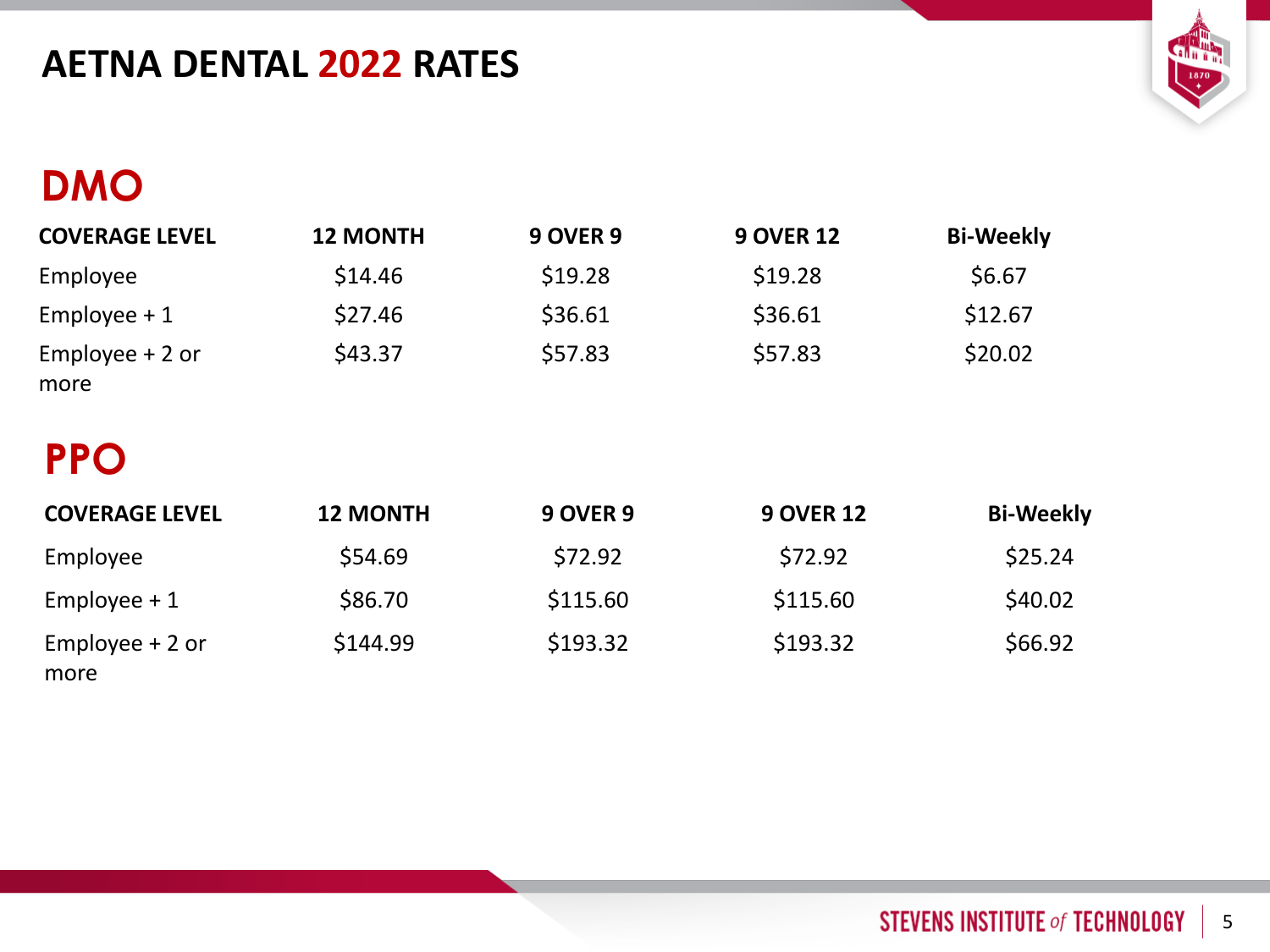# AETNA DENTAL 2022 RATES

## DMO

| COVERAGE LEVEL | 12 MONTH | 9 OVER 9 | 9 OVER 12 | Bi-Weekly |
|---|---|---|---|---|
| Employee | $14.46 | $19.28 | $19.28 | $6.67 |
| Employee + 1 | $27.46 | $36.61 | $36.61 | $12.67 |
| Employee + 2 or more | $43.37 | $57.83 | $57.83 | $20.02 |

## PPO

| COVERAGE LEVEL | 12 MONTH | 9 OVER 9 | 9 OVER 12 | Bi-Weekly |
|---|---|---|---|---|
| Employee | $54.69 | $72.92 | $72.92 | $25.24 |
| Employee + 1 | $86.70 | $115.60 | $115.60 | $40.02 |
| Employee + 2 or more | $144.99 | $193.32 | $193.32 | $66.92 |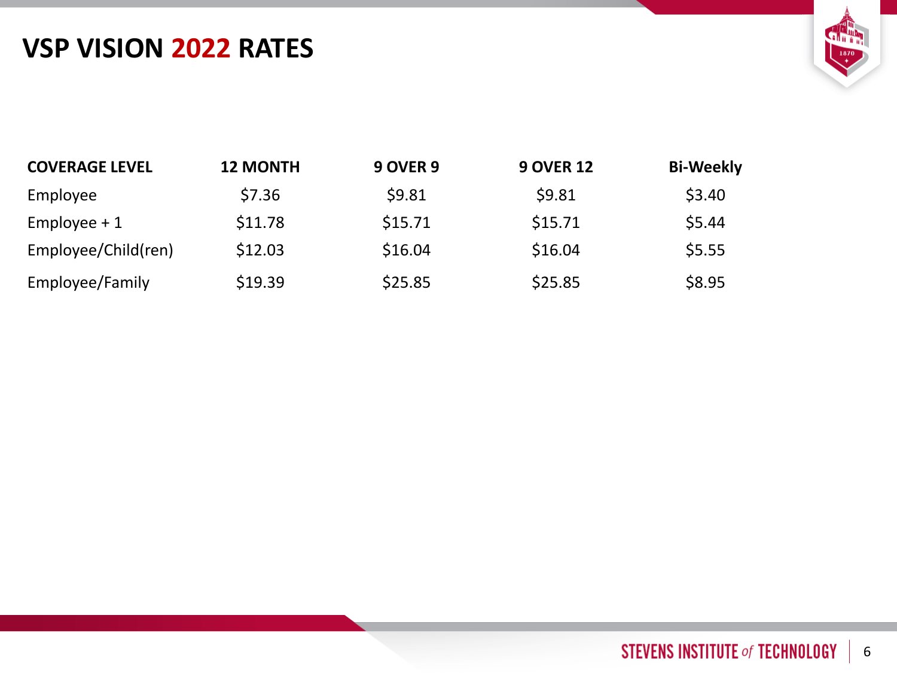# VSP VISION 2022 RATES

| COVERAGE LEVEL | 12 MONTH | 9 OVER 9 | 9 OVER 12 | Bi-Weekly |
|---|---|---|---|---|
| Employee | $7.36 | $9.81 | $9.81 | $3.40 |
| Employee + 1 | $11.78 | $15.71 | $15.71 | $5.44 |
| Employee/Child(ren) | $12.03 | $16.04 | $16.04 | $5.55 |
| Employee/Family | $19.39 | $25.85 | $25.85 | $8.95 |